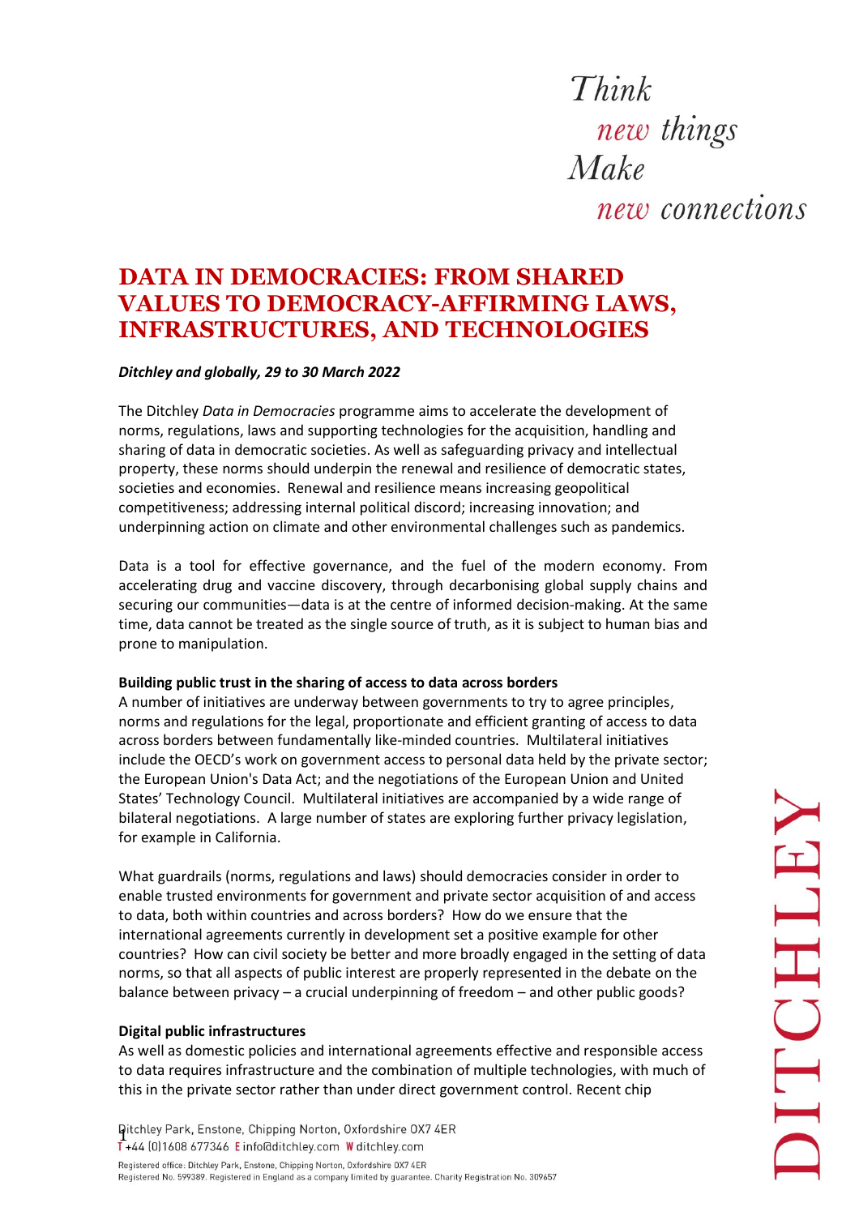# DATA IN DEMOCRACIES: FROM SHARED VALUES TO DEMOCRACY-AFFIRMING LAWS, INFRASTRUCTURES, AND TECHNOLOGIES

***Ditchley and globally, 29 to 30 March 2022***

The Ditchley *Data in Democracies* programme aims to accelerate the development of norms, regulations, laws and supporting technologies for the acquisition, handling and sharing of data in democratic societies. As well as safeguarding privacy and intellectual property, these norms should underpin the renewal and resilience of democratic states, societies and economies. Renewal and resilience means increasing geopolitical competitiveness; addressing internal political discord; increasing innovation; and underpinning action on climate and other environmental challenges such as pandemics.

Data is a tool for effective governance, and the fuel of the modern economy. From accelerating drug and vaccine discovery, through decarbonising global supply chains and securing our communities—data is at the centre of informed decision-making. At the same time, data cannot be treated as the single source of truth, as it is subject to human bias and prone to manipulation.

**Building public trust in the sharing of access to data across borders**

A number of initiatives are underway between governments to try to agree principles, norms and regulations for the legal, proportionate and efficient granting of access to data across borders between fundamentally like-minded countries. Multilateral initiatives include the OECD's work on government access to personal data held by the private sector; the European Union's Data Act; and the negotiations of the European Union and United States' Technology Council. Multilateral initiatives are accompanied by a wide range of bilateral negotiations. A large number of states are exploring further privacy legislation, for example in California.

What guardrails (norms, regulations and laws) should democracies consider in order to enable trusted environments for government and private sector acquisition of and access to data, both within countries and across borders? How do we ensure that the international agreements currently in development set a positive example for other countries? How can civil society be better and more broadly engaged in the setting of data norms, so that all aspects of public interest are properly represented in the debate on the balance between privacy – a crucial underpinning of freedom – and other public goods?

**Digital public infrastructures**

As well as domestic policies and international agreements effective and responsible access to data requires infrastructure and the combination of multiple technologies, with much of this in the private sector rather than under direct government control. Recent chip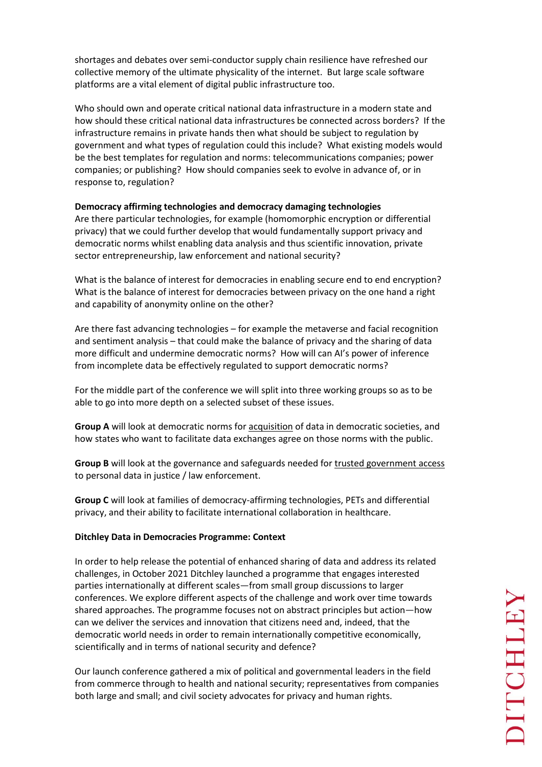shortages and debates over semi-conductor supply chain resilience have refreshed our collective memory of the ultimate physicality of the internet. But large scale software platforms are a vital element of digital public infrastructure too.

Who should own and operate critical national data infrastructure in a modern state and how should these critical national data infrastructures be connected across borders? If the infrastructure remains in private hands then what should be subject to regulation by government and what types of regulation could this include? What existing models would be the best templates for regulation and norms: telecommunications companies; power companies; or publishing? How should companies seek to evolve in advance of, or in response to, regulation?

**Democracy affirming technologies and democracy damaging technologies**

Are there particular technologies, for example (homomorphic encryption or differential privacy) that we could further develop that would fundamentally support privacy and democratic norms whilst enabling data analysis and thus scientific innovation, private sector entrepreneurship, law enforcement and national security?

What is the balance of interest for democracies in enabling secure end to end encryption? What is the balance of interest for democracies between privacy on the one hand a right and capability of anonymity online on the other?

Are there fast advancing technologies – for example the metaverse and facial recognition and sentiment analysis – that could make the balance of privacy and the sharing of data more difficult and undermine democratic norms? How will can AI's power of inference from incomplete data be effectively regulated to support democratic norms?

For the middle part of the conference we will split into three working groups so as to be able to go into more depth on a selected subset of these issues.

**Group A** will look at democratic norms for <u>acquisition</u> of data in democratic societies, and how states who want to facilitate data exchanges agree on those norms with the public.

**Group B** will look at the governance and safeguards needed for <u>trusted government access</u> to personal data in justice / law enforcement.

**Group C** will look at families of democracy-affirming technologies, PETs and differential privacy, and their ability to facilitate international collaboration in healthcare.

**Ditchley Data in Democracies Programme: Context**

In order to help release the potential of enhanced sharing of data and address its related challenges, in October 2021 Ditchley launched a programme that engages interested parties internationally at different scales—from small group discussions to larger conferences. We explore different aspects of the challenge and work over time towards shared approaches. The programme focuses not on abstract principles but action—how can we deliver the services and innovation that citizens need and, indeed, that the democratic world needs in order to remain internationally competitive economically, scientifically and in terms of national security and defence?

Our launch conference gathered a mix of political and governmental leaders in the field from commerce through to health and national security; representatives from companies both large and small; and civil society advocates for privacy and human rights.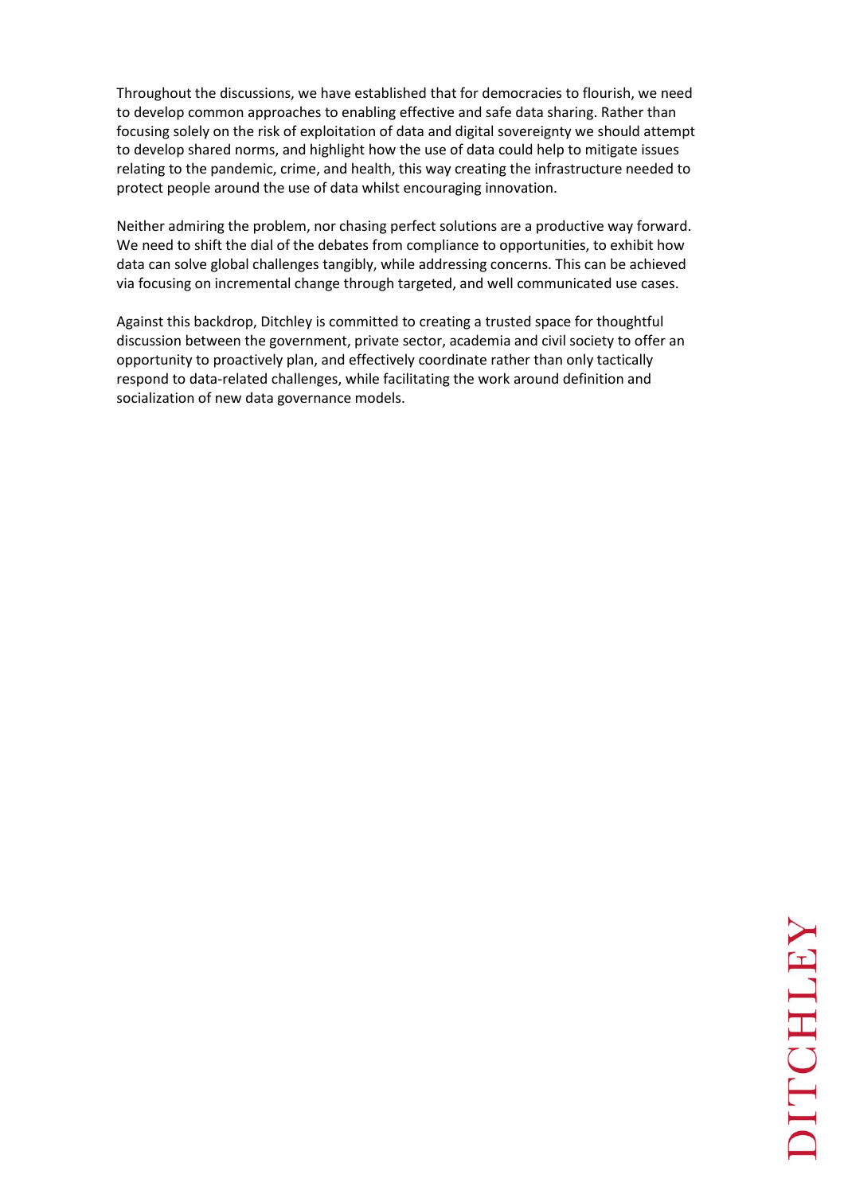Throughout the discussions, we have established that for democracies to flourish, we need to develop common approaches to enabling effective and safe data sharing. Rather than focusing solely on the risk of exploitation of data and digital sovereignty we should attempt to develop shared norms, and highlight how the use of data could help to mitigate issues relating to the pandemic, crime, and health, this way creating the infrastructure needed to protect people around the use of data whilst encouraging innovation.

Neither admiring the problem, nor chasing perfect solutions are a productive way forward. We need to shift the dial of the debates from compliance to opportunities, to exhibit how data can solve global challenges tangibly, while addressing concerns. This can be achieved via focusing on incremental change through targeted, and well communicated use cases.

Against this backdrop, Ditchley is committed to creating a trusted space for thoughtful discussion between the government, private sector, academia and civil society to offer an opportunity to proactively plan, and effectively coordinate rather than only tactically respond to data-related challenges, while facilitating the work around definition and socialization of new data governance models.